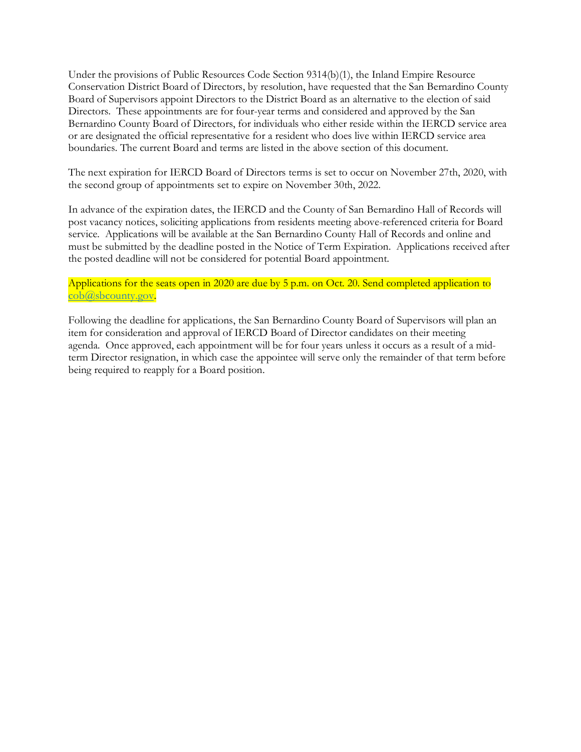Under the provisions of Public Resources Code Section 9314(b)(1), the Inland Empire Resource Conservation District Board of Directors, by resolution, have requested that the San Bernardino County Board of Supervisors appoint Directors to the District Board as an alternative to the election of said Directors. These appointments are for four-year terms and considered and approved by the San Bernardino County Board of Directors, for individuals who either reside within the IERCD service area or are designated the official representative for a resident who does live within IERCD service area boundaries. The current Board and terms are listed in the above section of this document.

The next expiration for IERCD Board of Directors terms is set to occur on November 27th, 2020, with the second group of appointments set to expire on November 30th, 2022.

In advance of the expiration dates, the IERCD and the County of San Bernardino Hall of Records will post vacancy notices, soliciting applications from residents meeting above-referenced criteria for Board service. Applications will be available at the San Bernardino County Hall of Records and online and must be submitted by the deadline posted in the Notice of Term Expiration. Applications received after the posted deadline will not be considered for potential Board appointment.

Applications for the seats open in 2020 are due by 5 p.m. on Oct. 20. Send completed application to cob@sbcounty.gov.

Following the deadline for applications, the San Bernardino County Board of Supervisors will plan an item for consideration and approval of IERCD Board of Director candidates on their meeting agenda. Once approved, each appointment will be for four years unless it occurs as a result of a mid-term Director resignation, in which case the appointee will serve only the remainder of that term before being required to reapply for a Board position.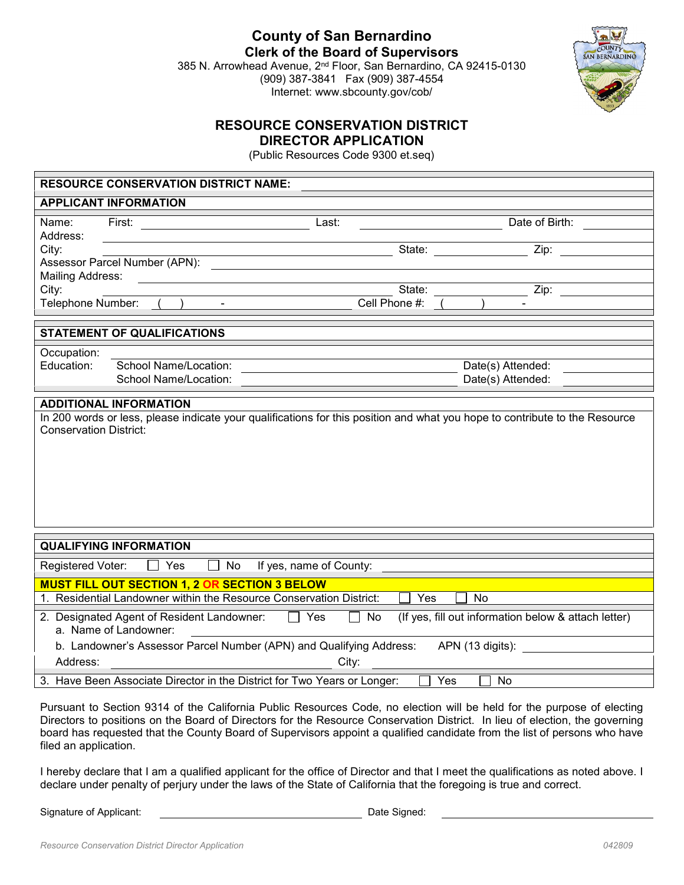# County of San Bernardino

## Clerk of the Board of Supervisors

385 N. Arrowhead Avenue, 2nd Floor, San Bernardino, CA 92415-0130
(909) 387-3841 Fax (909) 387-4554
Internet: www.sbcounty.gov/cob/

## RESOURCE CONSERVATION DISTRICT DIRECTOR APPLICATION

(Public Resources Code 9300 et.seq)

**RESOURCE CONSERVATION DISTRICT NAME:** ______________________________

**APPLICANT INFORMATION**

Name: First: ______________ Last: ______________ Date of Birth: __________
Address: ______________________________
City: ______________ State: __________ Zip: __________
Assessor Parcel Number (APN): ______________________________
Mailing Address: ______________________________
City: ______________ State: __________ Zip: __________
Telephone Number: ( ) - Cell Phone #: ( ) -

**STATEMENT OF QUALIFICATIONS**

Occupation: ______________________________
Education: School Name/Location: ______________ Date(s) Attended: __________
School Name/Location: ______________ Date(s) Attended: __________

**ADDITIONAL INFORMATION**

In 200 words or less, please indicate your qualifications for this position and what you hope to contribute to the Resource Conservation District:

**QUALIFYING INFORMATION**

Registered Voter: ☐ Yes ☐ No If yes, name of County: ______________

**MUST FILL OUT SECTION 1, 2 OR SECTION 3 BELOW**

1. Residential Landowner within the Resource Conservation District: ☐ Yes ☐ No
2. Designated Agent of Resident Landowner: ☐ Yes ☐ No (If yes, fill out information below & attach letter)
   a. Name of Landowner: ______________________________
   b. Landowner's Assessor Parcel Number (APN) and Qualifying Address: APN (13 digits): ______________
   Address: ______________ City: ______________
3. Have Been Associate Director in the District for Two Years or Longer: ☐ Yes ☐ No

Pursuant to Section 9314 of the California Public Resources Code, no election will be held for the purpose of electing Directors to positions on the Board of Directors for the Resource Conservation District. In lieu of election, the governing board has requested that the County Board of Supervisors appoint a qualified candidate from the list of persons who have filed an application.

I hereby declare that I am a qualified applicant for the office of Director and that I meet the qualifications as noted above. I declare under penalty of perjury under the laws of the State of California that the foregoing is true and correct.

Signature of Applicant: ______________________ Date Signed: ______________________

*Resource Conservation District Director Application* 042809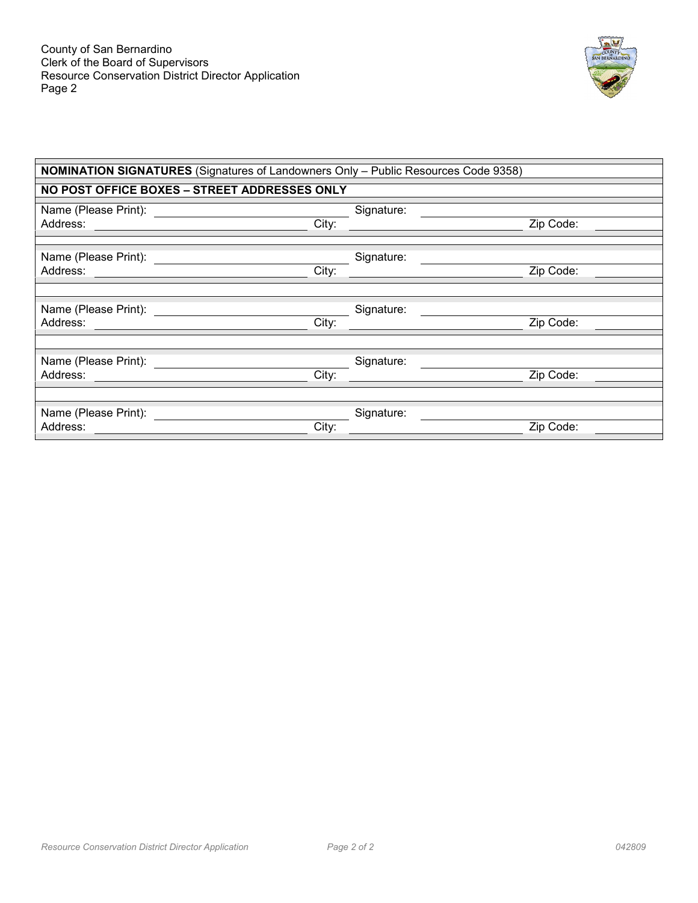County of San Bernardino
Clerk of the Board of Supervisors
Resource Conservation District Director Application
Page 2

**NOMINATION SIGNATURES** (Signatures of Landowners Only – Public Resources Code 9358)

**NO POST OFFICE BOXES – STREET ADDRESSES ONLY**

Name (Please Print): ______________________ Signature: ______________________
Address: ______________________ City: ______________________ Zip Code: __________

Name (Please Print): ______________________ Signature: ______________________
Address: ______________________ City: ______________________ Zip Code: __________

Name (Please Print): ______________________ Signature: ______________________
Address: ______________________ City: ______________________ Zip Code: __________

Name (Please Print): ______________________ Signature: ______________________
Address: ______________________ City: ______________________ Zip Code: __________

Name (Please Print): ______________________ Signature: ______________________
Address: ______________________ City: ______________________ Zip Code: __________